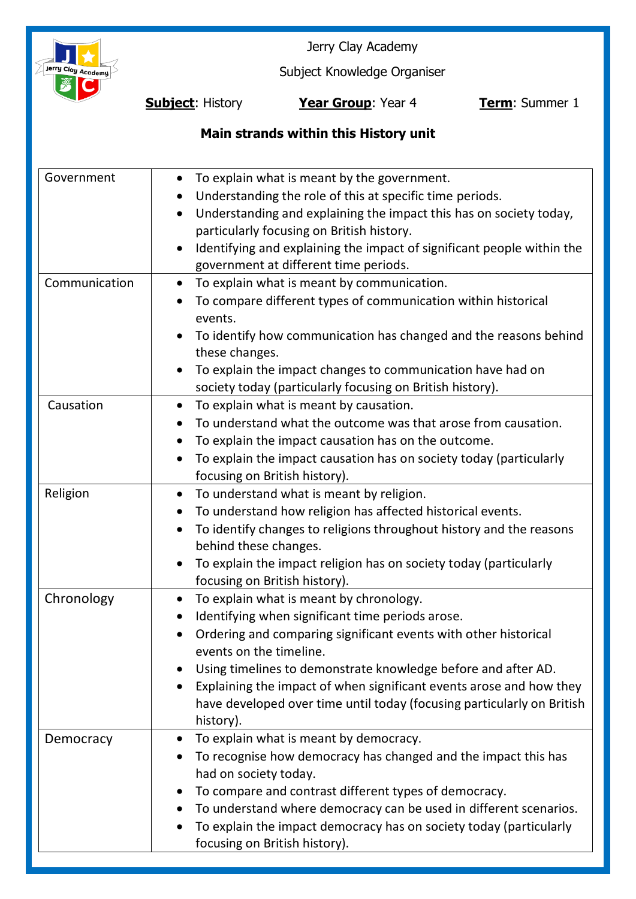Jerry Clay Academy

Subject Knowledge Organiser

**Subject**: History **Year Group**: Year 4 **Term**: Summer 1

**Main strands within this History unit**

| | |
|---|---|
| Government | • To explain what is meant by the government.<br>• Understanding the role of this at specific time periods.<br>• Understanding and explaining the impact this has on society today, particularly focusing on British history.<br>• Identifying and explaining the impact of significant people within the government at different time periods. |
| Communication | • To explain what is meant by communication.<br>• To compare different types of communication within historical events.<br>• To identify how communication has changed and the reasons behind these changes.<br>• To explain the impact changes to communication have had on society today (particularly focusing on British history). |
| Causation | • To explain what is meant by causation.<br>• To understand what the outcome was that arose from causation.<br>• To explain the impact causation has on the outcome.<br>• To explain the impact causation has on society today (particularly focusing on British history). |
| Religion | • To understand what is meant by religion.<br>• To understand how religion has affected historical events.<br>• To identify changes to religions throughout history and the reasons behind these changes.<br>• To explain the impact religion has on society today (particularly focusing on British history). |
| Chronology | • To explain what is meant by chronology.<br>• Identifying when significant time periods arose.<br>• Ordering and comparing significant events with other historical events on the timeline.<br>• Using timelines to demonstrate knowledge before and after AD.<br>• Explaining the impact of when significant events arose and how they have developed over time until today (focusing particularly on British history). |
| Democracy | • To explain what is meant by democracy.<br>• To recognise how democracy has changed and the impact this has had on society today.<br>• To compare and contrast different types of democracy.<br>• To understand where democracy can be used in different scenarios.<br>• To explain the impact democracy has on society today (particularly focusing on British history). |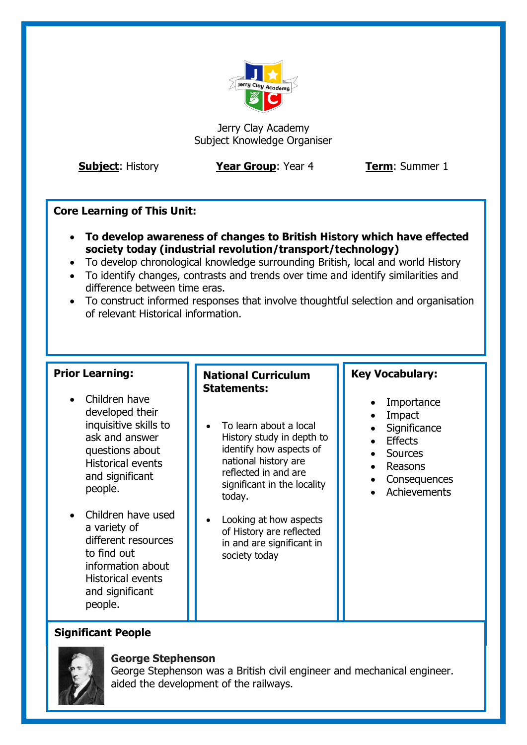Jerry Clay Academy
Subject Knowledge Organiser

**Subject**: History **Year Group**: Year 4 **Term**: Summer 1

## Core Learning of This Unit:

- **To develop awareness of changes to British History which have effected society today (industrial revolution/transport/technology)**
- To develop chronological knowledge surrounding British, local and world History
- To identify changes, contrasts and trends over time and identify similarities and difference between time eras.
- To construct informed responses that involve thoughtful selection and organisation of relevant Historical information.

## Prior Learning:

- Children have developed their inquisitive skills to ask and answer questions about Historical events and significant people.
- Children have used a variety of different resources to find out information about Historical events and significant people.

## National Curriculum Statements:

- To learn about a local History study in depth to identify how aspects of national history are reflected in and are significant in the locality today.
- Looking at how aspects of History are reflected in and are significant in society today

## Key Vocabulary:

- Importance
- Impact
- Significance
- Effects
- Sources
- Reasons
- Consequences
- Achievements

## Significant People

**George Stephenson**
George Stephenson was a British civil engineer and mechanical engineer. aided the development of the railways.